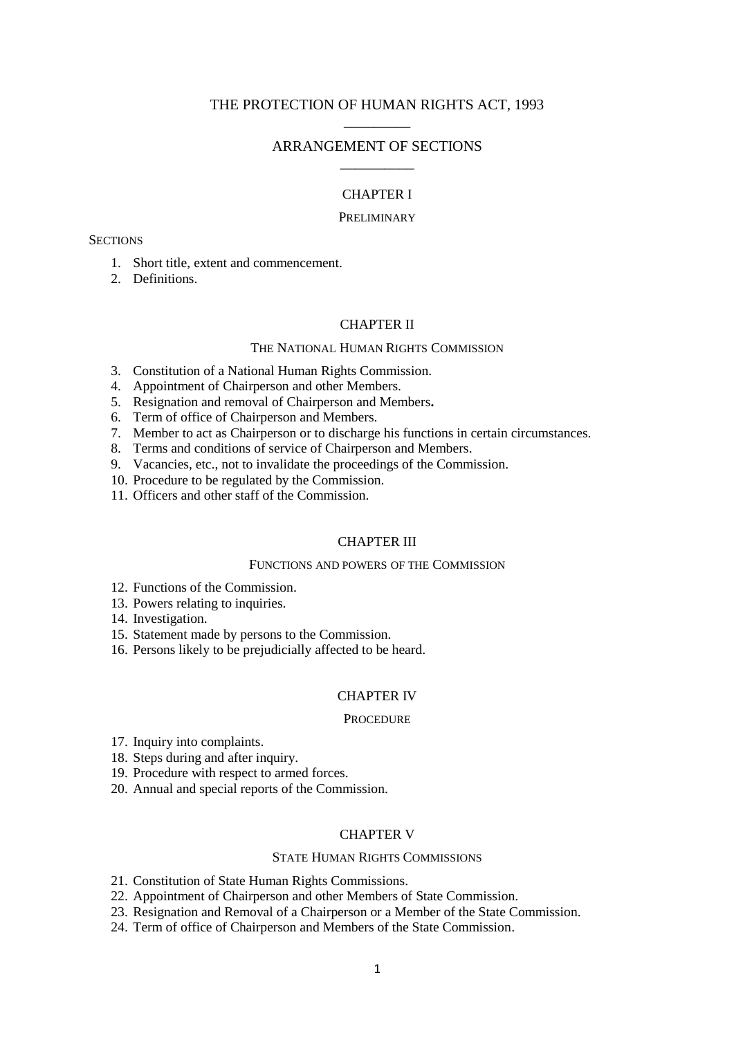# THE PROTECTION OF HUMAN RIGHTS ACT, 1993

## ARRANGEMENT OF SECTIONS

### CHAPTER I

PRELIMINARY

SECTIONS

1. Short title, extent and commencement.
2. Definitions.

### CHAPTER II

THE NATIONAL HUMAN RIGHTS COMMISSION

3. Constitution of a National Human Rights Commission.
4. Appointment of Chairperson and other Members.
5. Resignation and removal of Chairperson and Members.
6. Term of office of Chairperson and Members.
7. Member to act as Chairperson or to discharge his functions in certain circumstances.
8. Terms and conditions of service of Chairperson and Members.
9. Vacancies, etc., not to invalidate the proceedings of the Commission.
10. Procedure to be regulated by the Commission.
11. Officers and other staff of the Commission.

### CHAPTER III

FUNCTIONS AND POWERS OF THE COMMISSION

12. Functions of the Commission.
13. Powers relating to inquiries.
14. Investigation.
15. Statement made by persons to the Commission.
16. Persons likely to be prejudicially affected to be heard.

### CHAPTER IV

PROCEDURE

17. Inquiry into complaints.
18. Steps during and after inquiry.
19. Procedure with respect to armed forces.
20. Annual and special reports of the Commission.

### CHAPTER V

STATE HUMAN RIGHTS COMMISSIONS

21. Constitution of State Human Rights Commissions.
22. Appointment of Chairperson and other Members of State Commission.
23. Resignation and Removal of a Chairperson or a Member of the State Commission.
24. Term of office of Chairperson and Members of the State Commission.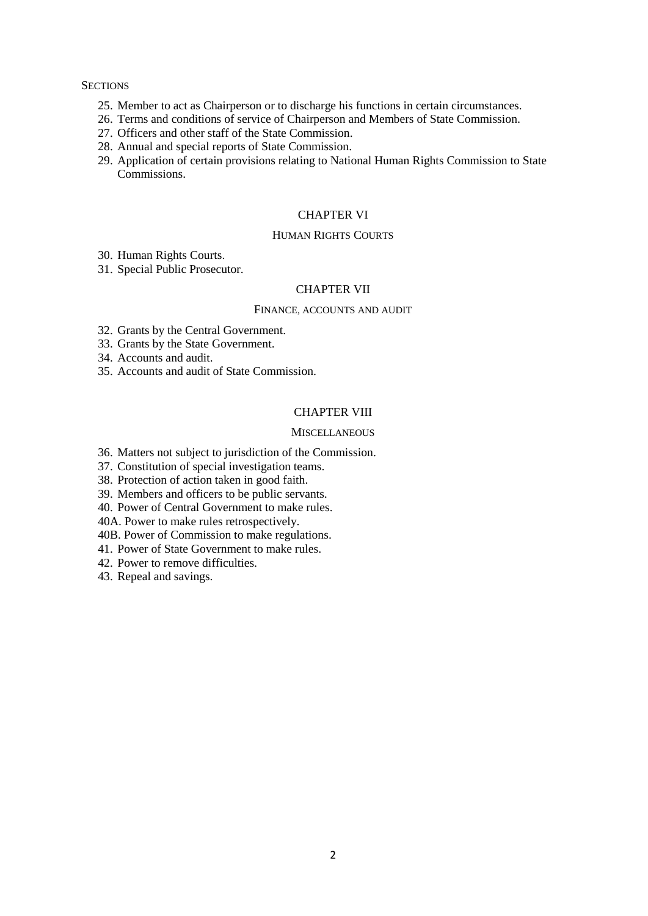SECTIONS

25. Member to act as Chairperson or to discharge his functions in certain circumstances.
26. Terms and conditions of service of Chairperson and Members of State Commission.
27. Officers and other staff of the State Commission.
28. Annual and special reports of State Commission.
29. Application of certain provisions relating to National Human Rights Commission to State Commissions.

## CHAPTER VI

### HUMAN RIGHTS COURTS

30. Human Rights Courts.
31. Special Public Prosecutor.

## CHAPTER VII

### FINANCE, ACCOUNTS AND AUDIT

32. Grants by the Central Government.
33. Grants by the State Government.
34. Accounts and audit.
35. Accounts and audit of State Commission.

## CHAPTER VIII

### MISCELLANEOUS

36. Matters not subject to jurisdiction of the Commission.
37. Constitution of special investigation teams.
38. Protection of action taken in good faith.
39. Members and officers to be public servants.
40. Power of Central Government to make rules.

40A. Power to make rules retrospectively.

40B. Power of Commission to make regulations.

41. Power of State Government to make rules.
42. Power to remove difficulties.
43. Repeal and savings.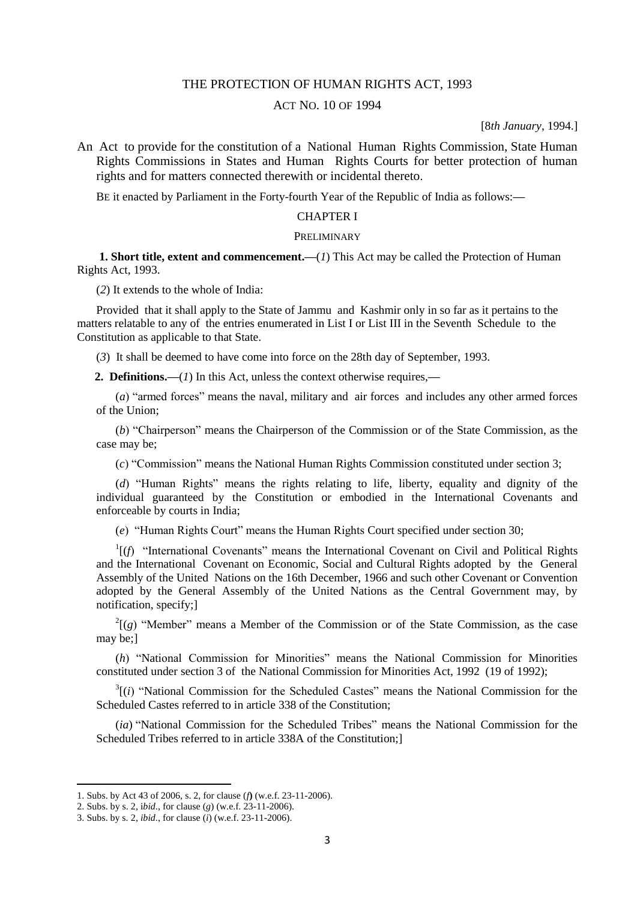# THE PROTECTION OF HUMAN RIGHTS ACT, 1993

## ACT NO. 10 OF 1994

[8*th January*, 1994.]

An Act to provide for the constitution of a National Human Rights Commission, State Human Rights Commissions in States and Human Rights Courts for better protection of human rights and for matters connected therewith or incidental thereto.

BE it enacted by Parliament in the Forty-fourth Year of the Republic of India as follows:—

## CHAPTER I

### PRELIMINARY

**1. Short title, extent and commencement.**—(*1*) This Act may be called the Protection of Human Rights Act, 1993.

(*2*) It extends to the whole of India:

Provided that it shall apply to the State of Jammu and Kashmir only in so far as it pertains to the matters relatable to any of the entries enumerated in List I or List III in the Seventh Schedule to the Constitution as applicable to that State.

(*3*) It shall be deemed to have come into force on the 28th day of September, 1993.

**2. Definitions.**—(*1*) In this Act, unless the context otherwise requires,—

(*a*) "armed forces" means the naval, military and air forces and includes any other armed forces of the Union;

(*b*) "Chairperson" means the Chairperson of the Commission or of the State Commission, as the case may be;

(*c*) "Commission" means the National Human Rights Commission constituted under section 3;

(*d*) "Human Rights" means the rights relating to life, liberty, equality and dignity of the individual guaranteed by the Constitution or embodied in the International Covenants and enforceable by courts in India;

(*e*) "Human Rights Court" means the Human Rights Court specified under section 30;

[1][(*f*) "International Covenants" means the International Covenant on Civil and Political Rights and the International Covenant on Economic, Social and Cultural Rights adopted by the General Assembly of the United Nations on the 16th December, 1966 and such other Covenant or Convention adopted by the General Assembly of the United Nations as the Central Government may, by notification, specify;]

[2][(*g*) "Member" means a Member of the Commission or of the State Commission, as the case may be;]

(*h*) "National Commission for Minorities" means the National Commission for Minorities constituted under section 3 of the National Commission for Minorities Act, 1992 (19 of 1992);

[3][(*i*) "National Commission for the Scheduled Castes" means the National Commission for the Scheduled Castes referred to in article 338 of the Constitution;

(*ia*) "National Commission for the Scheduled Tribes" means the National Commission for the Scheduled Tribes referred to in article 338A of the Constitution;]

---

1. Subs. by Act 43 of 2006, s. 2, for clause (*f*) (w.e.f. 23-11-2006).
2. Subs. by s. 2, *ibid*., for clause (*g*) (w.e.f. 23-11-2006).
3. Subs. by s. 2, *ibid*., for clause (*i*) (w.e.f. 23-11-2006).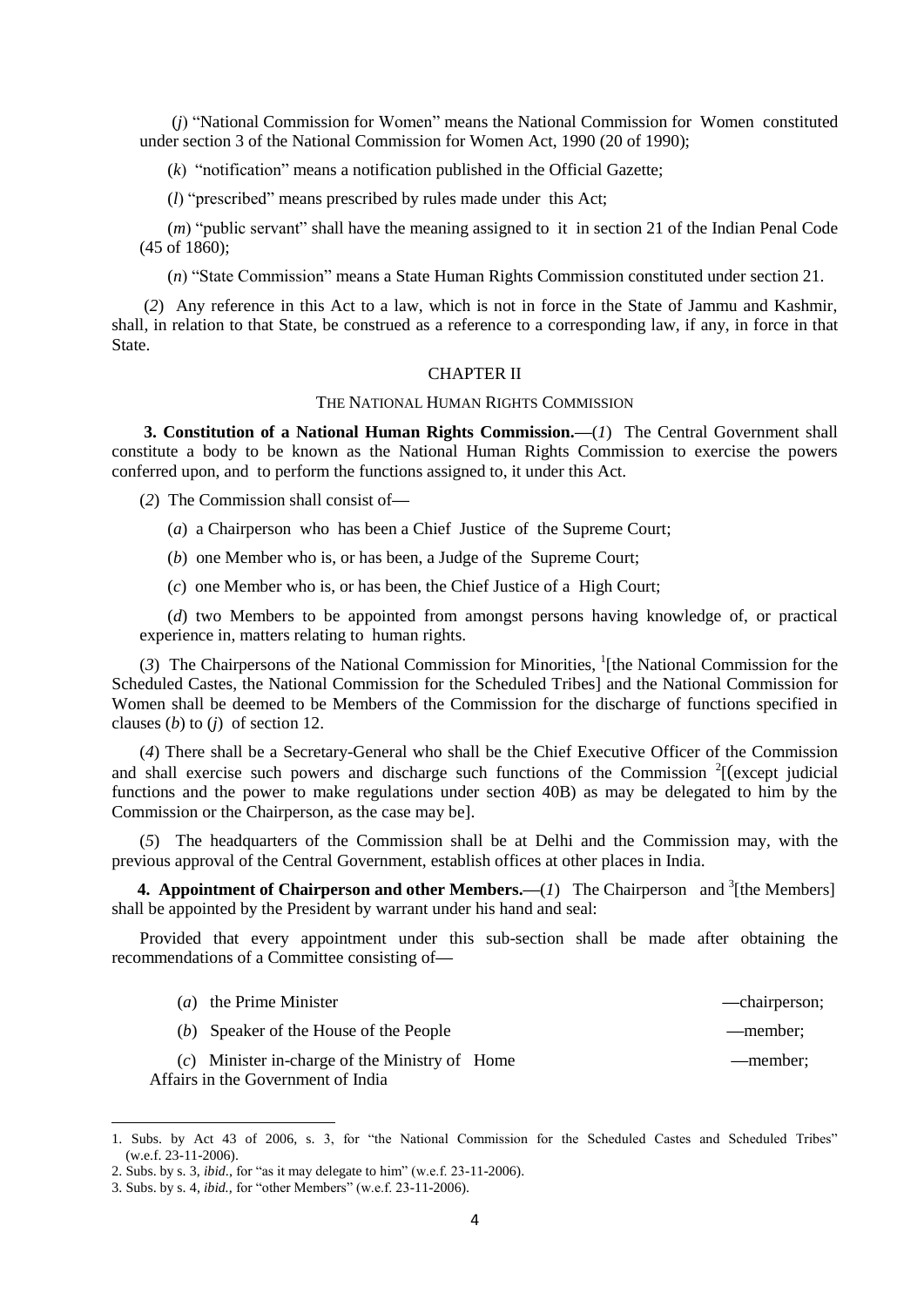(*j*) "National Commission for Women" means the National Commission for Women constituted under section 3 of the National Commission for Women Act, 1990 (20 of 1990);

(*k*) "notification" means a notification published in the Official Gazette;

(*l*) "prescribed" means prescribed by rules made under this Act;

(*m*) "public servant" shall have the meaning assigned to it in section 21 of the Indian Penal Code (45 of 1860);

(*n*) "State Commission" means a State Human Rights Commission constituted under section 21.

(*2*) Any reference in this Act to a law, which is not in force in the State of Jammu and Kashmir, shall, in relation to that State, be construed as a reference to a corresponding law, if any, in force in that State.

## CHAPTER II

### THE NATIONAL HUMAN RIGHTS COMMISSION

**3. Constitution of a National Human Rights Commission.**—(*1*) The Central Government shall constitute a body to be known as the National Human Rights Commission to exercise the powers conferred upon, and to perform the functions assigned to, it under this Act.

(*2*) The Commission shall consist of—

(*a*) a Chairperson who has been a Chief Justice of the Supreme Court;

(*b*) one Member who is, or has been, a Judge of the Supreme Court;

(*c*) one Member who is, or has been, the Chief Justice of a High Court;

(*d*) two Members to be appointed from amongst persons having knowledge of, or practical experience in, matters relating to human rights.

(*3*) The Chairpersons of the National Commission for Minorities, [1][the National Commission for the Scheduled Castes, the National Commission for the Scheduled Tribes] and the National Commission for Women shall be deemed to be Members of the Commission for the discharge of functions specified in clauses (*b*) to (*j*) of section 12.

(*4*) There shall be a Secretary-General who shall be the Chief Executive Officer of the Commission and shall exercise such powers and discharge such functions of the Commission [2][(except judicial functions and the power to make regulations under section 40B) as may be delegated to him by the Commission or the Chairperson, as the case may be].

(*5*) The headquarters of the Commission shall be at Delhi and the Commission may, with the previous approval of the Central Government, establish offices at other places in India.

**4. Appointment of Chairperson and other Members.**—(*1*) The Chairperson and [3][the Members] shall be appointed by the President by warrant under his hand and seal:

Provided that every appointment under this sub-section shall be made after obtaining the recommendations of a Committee consisting of—

(*a*) the Prime Minister —chairperson;

(*b*) Speaker of the House of the People —member;

(*c*) Minister in-charge of the Ministry of Home Affairs in the Government of India —member;

---

1. Subs. by Act 43 of 2006, s. 3, for "the National Commission for the Scheduled Castes and Scheduled Tribes" (w.e.f. 23-11-2006).
2. Subs. by s. 3, *ibid*., for "as it may delegate to him" (w.e.f. 23-11-2006).
3. Subs. by s. 4, *ibid.*, for "other Members" (w.e.f. 23-11-2006).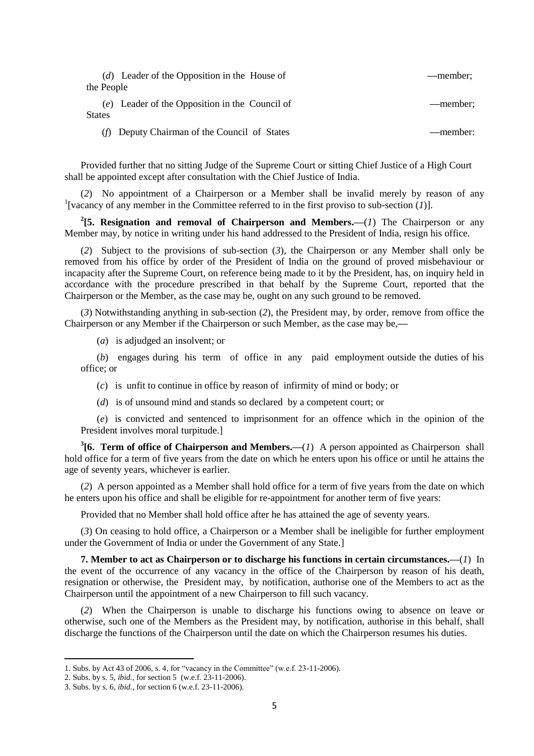(*d*) Leader of the Opposition in the House of the People —member;

(*e*) Leader of the Opposition in the Council of States —member;

(*f*) Deputy Chairman of the Council of States —member:

Provided further that no sitting Judge of the Supreme Court or sitting Chief Justice of a High Court shall be appointed except after consultation with the Chief Justice of India.

(*2*) No appointment of a Chairperson or a Member shall be invalid merely by reason of any [1][vacancy of any member in the Committee referred to in the first proviso to sub-section (*1*)].

**[2][5. Resignation and removal of Chairperson and Members.—**(*1*) The Chairperson or any Member may, by notice in writing under his hand addressed to the President of India, resign his office.

(*2*) Subject to the provisions of sub-section (*3*), the Chairperson or any Member shall only be removed from his office by order of the President of India on the ground of proved misbehaviour or incapacity after the Supreme Court, on reference being made to it by the President, has, on inquiry held in accordance with the procedure prescribed in that behalf by the Supreme Court, reported that the Chairperson or the Member, as the case may be, ought on any such ground to be removed.

(*3*) Notwithstanding anything in sub-section (*2*), the President may, by order, remove from office the Chairperson or any Member if the Chairperson or such Member, as the case may be,—

(*a*) is adjudged an insolvent; or

(*b*) engages during his term of office in any paid employment outside the duties of his office; or

(*c*) is unfit to continue in office by reason of infirmity of mind or body; or

(*d*) is of unsound mind and stands so declared by a competent court; or

(*e*) is convicted and sentenced to imprisonment for an offence which in the opinion of the President involves moral turpitude.]

**[3][6. Term of office of Chairperson and Members.—**(*1*) A person appointed as Chairperson shall hold office for a term of five years from the date on which he enters upon his office or until he attains the age of seventy years, whichever is earlier.

(*2*) A person appointed as a Member shall hold office for a term of five years from the date on which he enters upon his office and shall be eligible for re-appointment for another term of five years:

Provided that no Member shall hold office after he has attained the age of seventy years.

(*3*) On ceasing to hold office, a Chairperson or a Member shall be ineligible for further employment under the Government of India or under the Government of any State.]

**7. Member to act as Chairperson or to discharge his functions in certain circumstances.—**(*1*) In the event of the occurrence of any vacancy in the office of the Chairperson by reason of his death, resignation or otherwise, the President may, by notification, authorise one of the Members to act as the Chairperson until the appointment of a new Chairperson to fill such vacancy.

(*2*) When the Chairperson is unable to discharge his functions owing to absence on leave or otherwise, such one of the Members as the President may, by notification, authorise in this behalf, shall discharge the functions of the Chairperson until the date on which the Chairperson resumes his duties.

---

1. Subs. by Act 43 of 2006, s. 4, for "vacancy in the Committee" (w.e.f. 23-11-2006).
2. Subs. by s. 5, *ibid.*, for section 5 (w.e.f. 23-11-2006).
3. Subs. by s. 6, *ibid.*, for section 6 (w.e.f. 23-11-2006).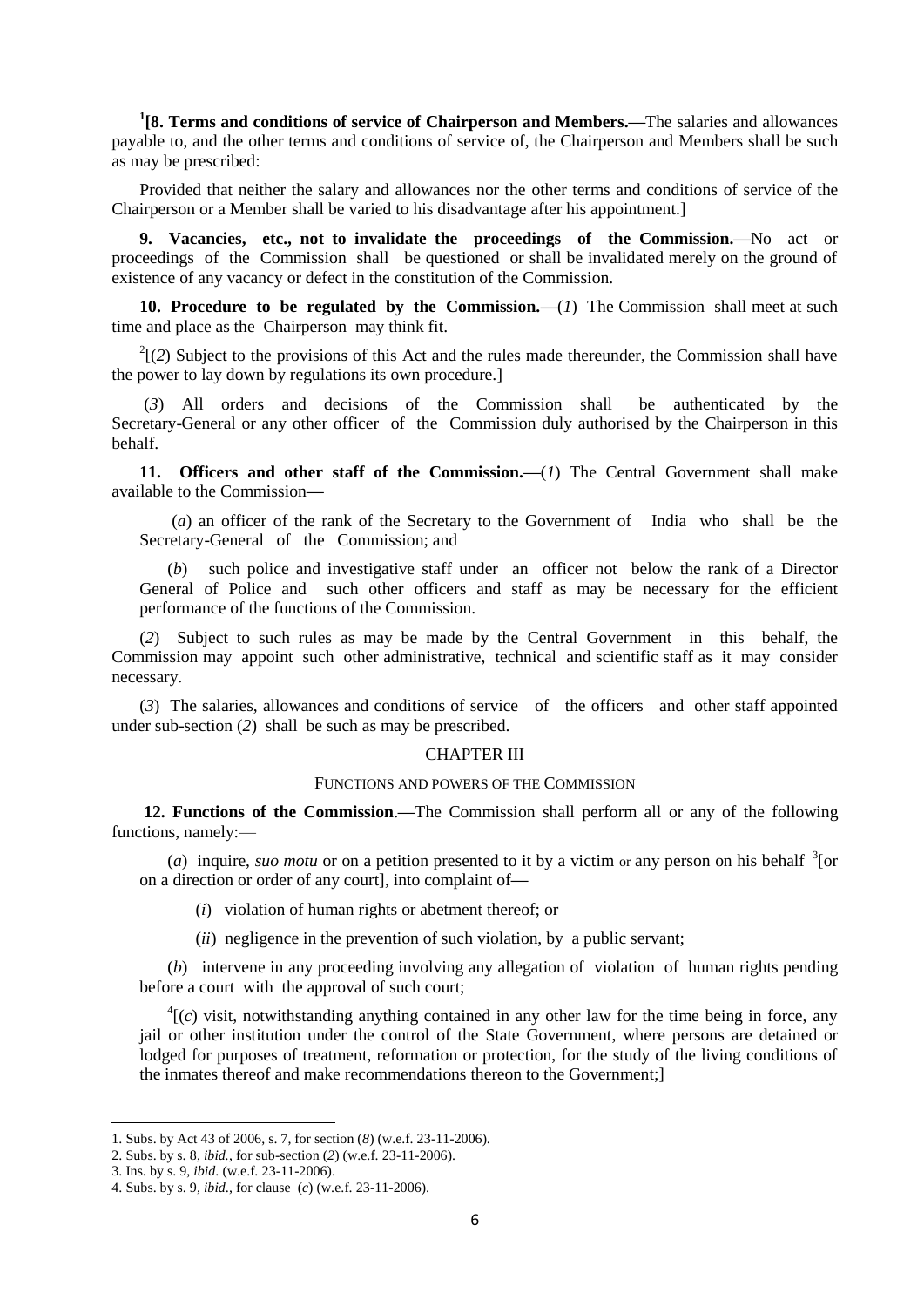[1][**8. Terms and conditions of service of Chairperson and Members.**—The salaries and allowances payable to, and the other terms and conditions of service of, the Chairperson and Members shall be such as may be prescribed:

Provided that neither the salary and allowances nor the other terms and conditions of service of the Chairperson or a Member shall be varied to his disadvantage after his appointment.]

**9. Vacancies, etc., not to invalidate the proceedings of the Commission.**—No act or proceedings of the Commission shall be questioned or shall be invalidated merely on the ground of existence of any vacancy or defect in the constitution of the Commission.

**10. Procedure to be regulated by the Commission.**—(*1*) The Commission shall meet at such time and place as the Chairperson may think fit.

[2][(*2*) Subject to the provisions of this Act and the rules made thereunder, the Commission shall have the power to lay down by regulations its own procedure.]

(*3*) All orders and decisions of the Commission shall be authenticated by the Secretary-General or any other officer of the Commission duly authorised by the Chairperson in this behalf.

**11. Officers and other staff of the Commission.**—(*1*) The Central Government shall make available to the Commission—

(*a*) an officer of the rank of the Secretary to the Government of India who shall be the Secretary-General of the Commission; and

(*b*) such police and investigative staff under an officer not below the rank of a Director General of Police and such other officers and staff as may be necessary for the efficient performance of the functions of the Commission.

(*2*) Subject to such rules as may be made by the Central Government in this behalf, the Commission may appoint such other administrative, technical and scientific staff as it may consider necessary.

(*3*) The salaries, allowances and conditions of service of the officers and other staff appointed under sub-section (*2*) shall be such as may be prescribed.

## CHAPTER III

### FUNCTIONS AND POWERS OF THE COMMISSION

**12. Functions of the Commission**.—The Commission shall perform all or any of the following functions, namely:—

(*a*) inquire, *suo motu* or on a petition presented to it by a victim or any person on his behalf [3][or on a direction or order of any court], into complaint of—

(*i*) violation of human rights or abetment thereof; or

(*ii*) negligence in the prevention of such violation, by a public servant;

(*b*) intervene in any proceeding involving any allegation of violation of human rights pending before a court with the approval of such court;

[4][(*c*) visit, notwithstanding anything contained in any other law for the time being in force, any jail or other institution under the control of the State Government, where persons are detained or lodged for purposes of treatment, reformation or protection, for the study of the living conditions of the inmates thereof and make recommendations thereon to the Government;]

---

1. Subs. by Act 43 of 2006, s. 7, for section (*8*) (w.e.f. 23-11-2006).
2. Subs. by s. 8, *ibid.*, for sub-section (*2*) (w.e.f. 23-11-2006).
3. Ins. by s. 9, *ibid*. (w.e.f. 23-11-2006).
4. Subs. by s. 9, *ibid*., for clause (*c*) (w.e.f. 23-11-2006).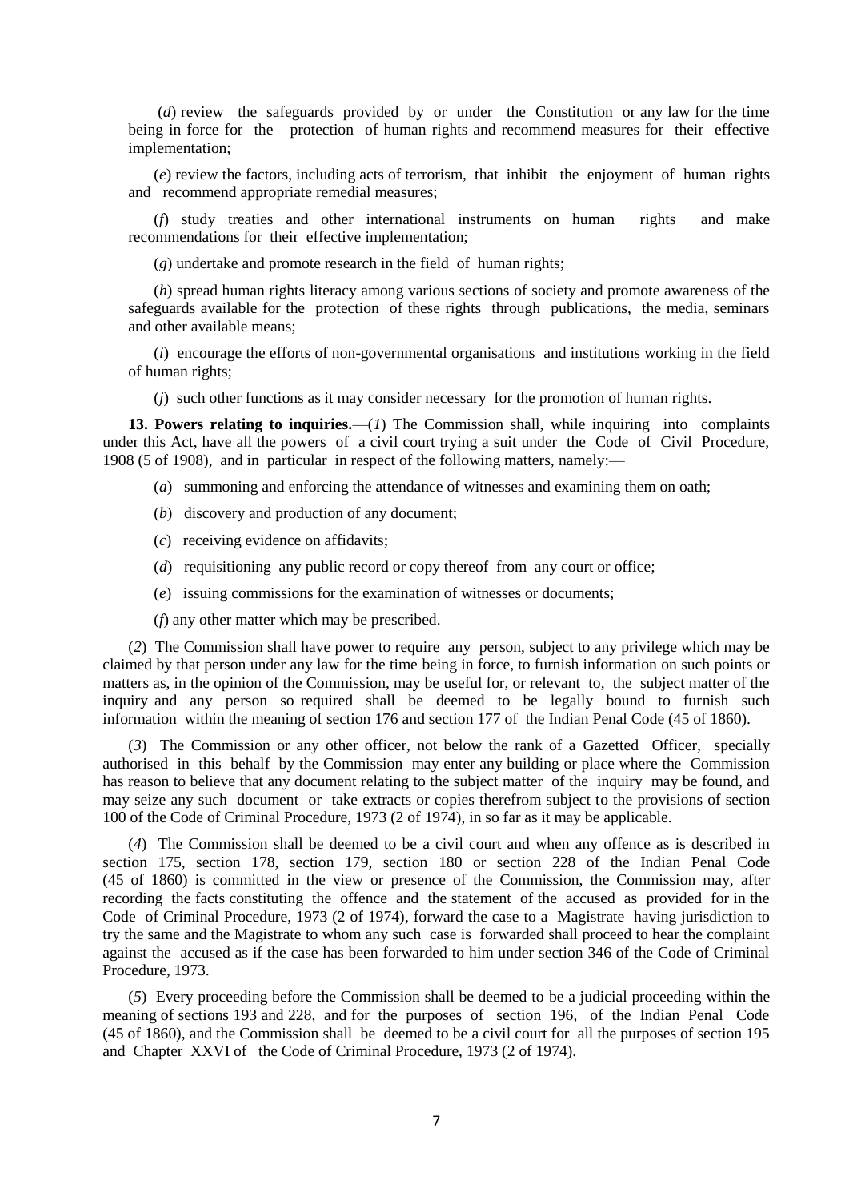(*d*) review the safeguards provided by or under the Constitution or any law for the time being in force for the protection of human rights and recommend measures for their effective implementation;

(*e*) review the factors, including acts of terrorism, that inhibit the enjoyment of human rights and recommend appropriate remedial measures;

(*f*) study treaties and other international instruments on human rights and make recommendations for their effective implementation;

(*g*) undertake and promote research in the field of human rights;

(*h*) spread human rights literacy among various sections of society and promote awareness of the safeguards available for the protection of these rights through publications, the media, seminars and other available means;

(*i*) encourage the efforts of non-governmental organisations and institutions working in the field of human rights;

(*j*) such other functions as it may consider necessary for the promotion of human rights.

**13. Powers relating to inquiries.**—(*1*) The Commission shall, while inquiring into complaints under this Act, have all the powers of a civil court trying a suit under the Code of Civil Procedure, 1908 (5 of 1908), and in particular in respect of the following matters, namely:—

(*a*) summoning and enforcing the attendance of witnesses and examining them on oath;

(*b*) discovery and production of any document;

(*c*) receiving evidence on affidavits;

(*d*) requisitioning any public record or copy thereof from any court or office;

(*e*) issuing commissions for the examination of witnesses or documents;

(*f*) any other matter which may be prescribed.

(*2*) The Commission shall have power to require any person, subject to any privilege which may be claimed by that person under any law for the time being in force, to furnish information on such points or matters as, in the opinion of the Commission, may be useful for, or relevant to, the subject matter of the inquiry and any person so required shall be deemed to be legally bound to furnish such information within the meaning of section 176 and section 177 of the Indian Penal Code (45 of 1860).

(*3*) The Commission or any other officer, not below the rank of a Gazetted Officer, specially authorised in this behalf by the Commission may enter any building or place where the Commission has reason to believe that any document relating to the subject matter of the inquiry may be found, and may seize any such document or take extracts or copies therefrom subject to the provisions of section 100 of the Code of Criminal Procedure, 1973 (2 of 1974), in so far as it may be applicable.

(*4*) The Commission shall be deemed to be a civil court and when any offence as is described in section 175, section 178, section 179, section 180 or section 228 of the Indian Penal Code (45 of 1860) is committed in the view or presence of the Commission, the Commission may, after recording the facts constituting the offence and the statement of the accused as provided for in the Code of Criminal Procedure, 1973 (2 of 1974), forward the case to a Magistrate having jurisdiction to try the same and the Magistrate to whom any such case is forwarded shall proceed to hear the complaint against the accused as if the case has been forwarded to him under section 346 of the Code of Criminal Procedure, 1973.

(*5*) Every proceeding before the Commission shall be deemed to be a judicial proceeding within the meaning of sections 193 and 228, and for the purposes of section 196, of the Indian Penal Code (45 of 1860), and the Commission shall be deemed to be a civil court for all the purposes of section 195 and Chapter XXVI of the Code of Criminal Procedure, 1973 (2 of 1974).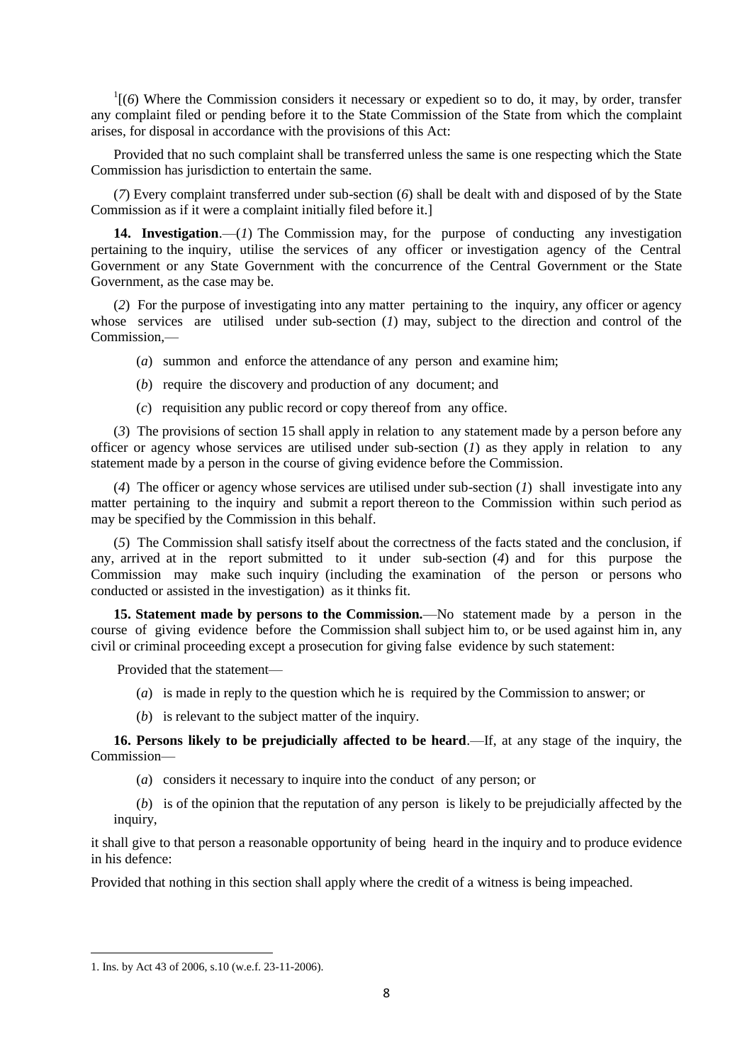[1][(*6*) Where the Commission considers it necessary or expedient so to do, it may, by order, transfer any complaint filed or pending before it to the State Commission of the State from which the complaint arises, for disposal in accordance with the provisions of this Act:

Provided that no such complaint shall be transferred unless the same is one respecting which the State Commission has jurisdiction to entertain the same.

(*7*) Every complaint transferred under sub-section (*6*) shall be dealt with and disposed of by the State Commission as if it were a complaint initially filed before it.]

**14. Investigation**.—(*1*) The Commission may, for the purpose of conducting any investigation pertaining to the inquiry, utilise the services of any officer or investigation agency of the Central Government or any State Government with the concurrence of the Central Government or the State Government, as the case may be.

(*2*) For the purpose of investigating into any matter pertaining to the inquiry, any officer or agency whose services are utilised under sub-section (*1*) may, subject to the direction and control of the Commission,—

(*a*) summon and enforce the attendance of any person and examine him;

(*b*) require the discovery and production of any document; and

(*c*) requisition any public record or copy thereof from any office.

(*3*) The provisions of section 15 shall apply in relation to any statement made by a person before any officer or agency whose services are utilised under sub-section (*1*) as they apply in relation to any statement made by a person in the course of giving evidence before the Commission.

(*4*) The officer or agency whose services are utilised under sub-section (*1*) shall investigate into any matter pertaining to the inquiry and submit a report thereon to the Commission within such period as may be specified by the Commission in this behalf.

(*5*) The Commission shall satisfy itself about the correctness of the facts stated and the conclusion, if any, arrived at in the report submitted to it under sub-section (*4*) and for this purpose the Commission may make such inquiry (including the examination of the person or persons who conducted or assisted in the investigation) as it thinks fit.

**15. Statement made by persons to the Commission.**—No statement made by a person in the course of giving evidence before the Commission shall subject him to, or be used against him in, any civil or criminal proceeding except a prosecution for giving false evidence by such statement:

Provided that the statement—

(*a*) is made in reply to the question which he is required by the Commission to answer; or

(*b*) is relevant to the subject matter of the inquiry.

**16. Persons likely to be prejudicially affected to be heard**.—If, at any stage of the inquiry, the Commission—

(*a*) considers it necessary to inquire into the conduct of any person; or

(*b*) is of the opinion that the reputation of any person is likely to be prejudicially affected by the inquiry,

it shall give to that person a reasonable opportunity of being heard in the inquiry and to produce evidence in his defence:

Provided that nothing in this section shall apply where the credit of a witness is being impeached.

---

1. Ins. by Act 43 of 2006, s.10 (w.e.f. 23-11-2006).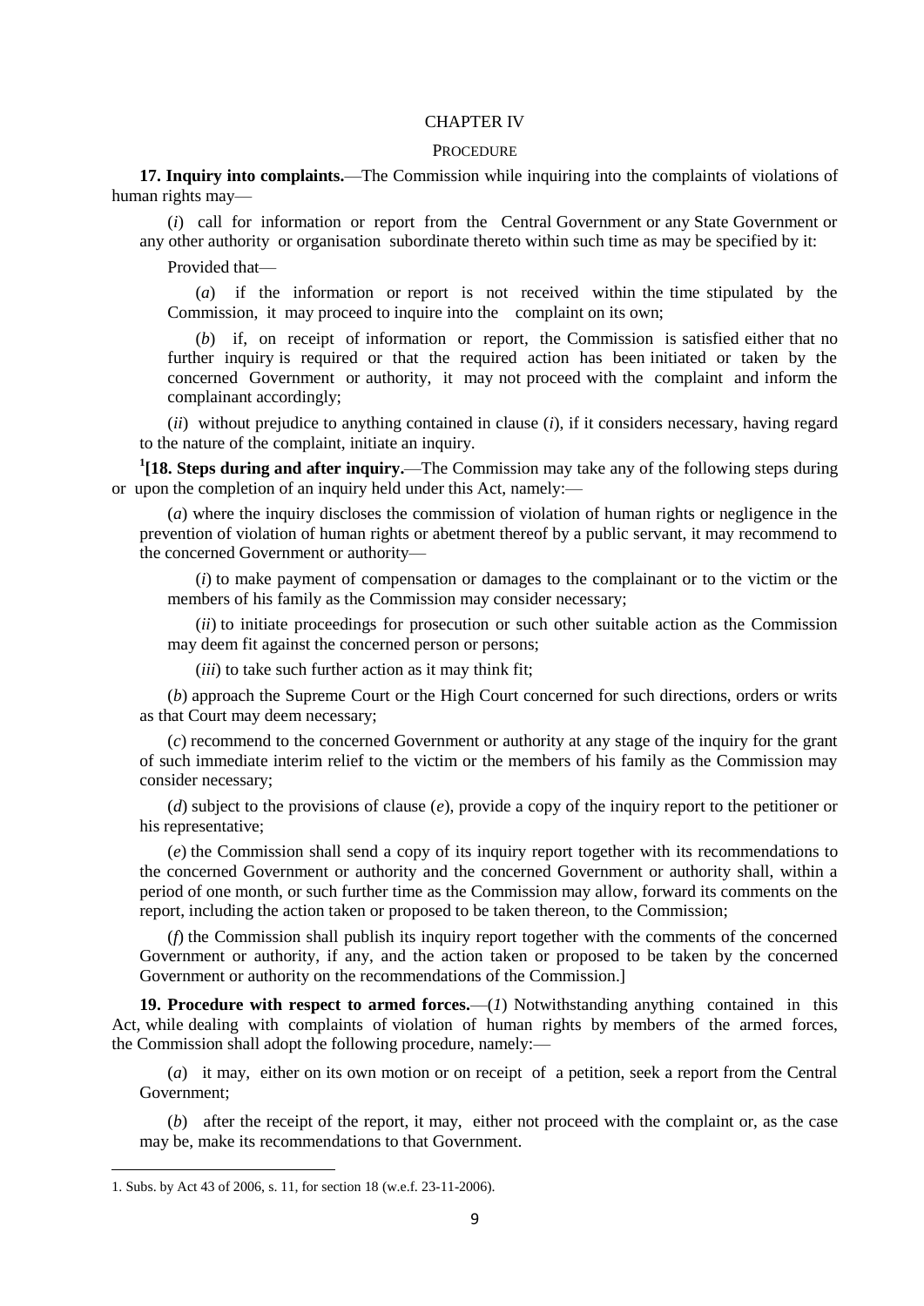## CHAPTER IV

### PROCEDURE

**17. Inquiry into complaints.**—The Commission while inquiring into the complaints of violations of human rights may—

(*i*) call for information or report from the Central Government or any State Government or any other authority or organisation subordinate thereto within such time as may be specified by it:

Provided that—

(*a*) if the information or report is not received within the time stipulated by the Commission, it may proceed to inquire into the complaint on its own;

(*b*) if, on receipt of information or report, the Commission is satisfied either that no further inquiry is required or that the required action has been initiated or taken by the concerned Government or authority, it may not proceed with the complaint and inform the complainant accordingly;

(*ii*) without prejudice to anything contained in clause (*i*), if it considers necessary, having regard to the nature of the complaint, initiate an inquiry.

[1][**18. Steps during and after inquiry.**—The Commission may take any of the following steps during or upon the completion of an inquiry held under this Act, namely:—

(*a*) where the inquiry discloses the commission of violation of human rights or negligence in the prevention of violation of human rights or abetment thereof by a public servant, it may recommend to the concerned Government or authority—

(*i*) to make payment of compensation or damages to the complainant or to the victim or the members of his family as the Commission may consider necessary;

(*ii*) to initiate proceedings for prosecution or such other suitable action as the Commission may deem fit against the concerned person or persons;

(*iii*) to take such further action as it may think fit;

(*b*) approach the Supreme Court or the High Court concerned for such directions, orders or writs as that Court may deem necessary;

(*c*) recommend to the concerned Government or authority at any stage of the inquiry for the grant of such immediate interim relief to the victim or the members of his family as the Commission may consider necessary;

(*d*) subject to the provisions of clause (*e*), provide a copy of the inquiry report to the petitioner or his representative;

(*e*) the Commission shall send a copy of its inquiry report together with its recommendations to the concerned Government or authority and the concerned Government or authority shall, within a period of one month, or such further time as the Commission may allow, forward its comments on the report, including the action taken or proposed to be taken thereon, to the Commission;

(*f*) the Commission shall publish its inquiry report together with the comments of the concerned Government or authority, if any, and the action taken or proposed to be taken by the concerned Government or authority on the recommendations of the Commission.]

**19. Procedure with respect to armed forces.**—(*1*) Notwithstanding anything contained in this Act, while dealing with complaints of violation of human rights by members of the armed forces, the Commission shall adopt the following procedure, namely:—

(*a*) it may, either on its own motion or on receipt of a petition, seek a report from the Central Government;

(*b*) after the receipt of the report, it may, either not proceed with the complaint or, as the case may be, make its recommendations to that Government.

---

1. Subs. by Act 43 of 2006, s. 11, for section 18 (w.e.f. 23-11-2006).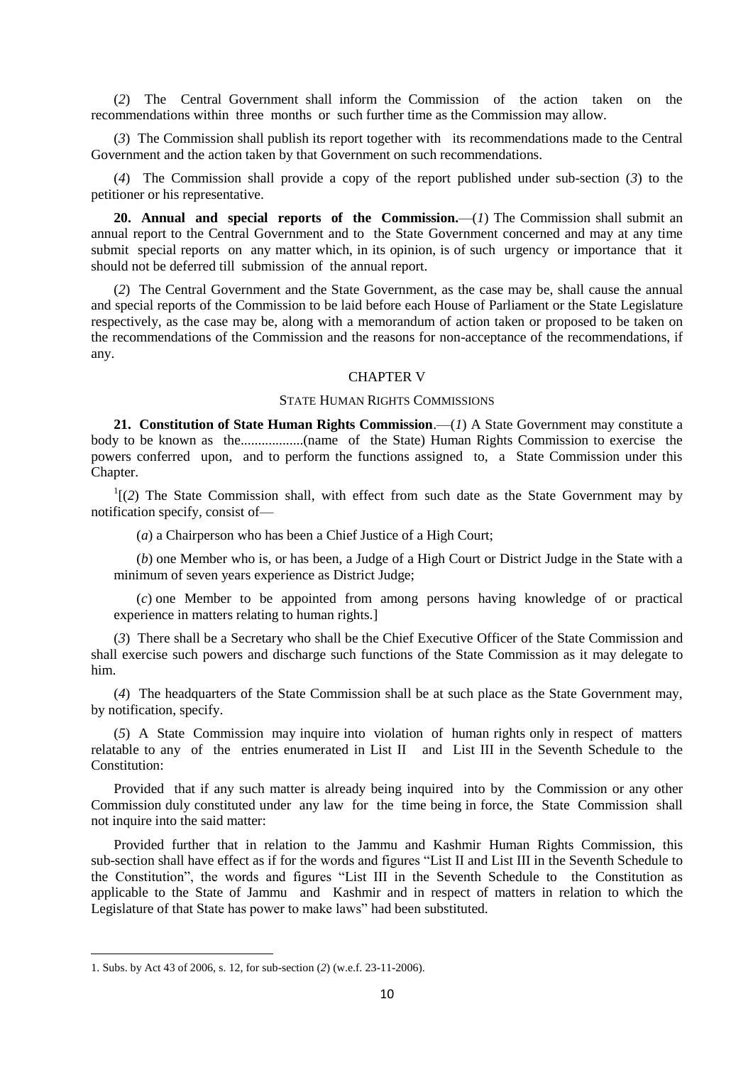(*2*) The Central Government shall inform the Commission of the action taken on the recommendations within three months or such further time as the Commission may allow.

(*3*) The Commission shall publish its report together with its recommendations made to the Central Government and the action taken by that Government on such recommendations.

(*4*) The Commission shall provide a copy of the report published under sub-section (*3*) to the petitioner or his representative.

**20. Annual and special reports of the Commission.**—(*1*) The Commission shall submit an annual report to the Central Government and to the State Government concerned and may at any time submit special reports on any matter which, in its opinion, is of such urgency or importance that it should not be deferred till submission of the annual report.

(*2*) The Central Government and the State Government, as the case may be, shall cause the annual and special reports of the Commission to be laid before each House of Parliament or the State Legislature respectively, as the case may be, along with a memorandum of action taken or proposed to be taken on the recommendations of the Commission and the reasons for non-acceptance of the recommendations, if any.

## CHAPTER V

### STATE HUMAN RIGHTS COMMISSIONS

**21. Constitution of State Human Rights Commission**.—(*1*) A State Government may constitute a body to be known as the..................(name of the State) Human Rights Commission to exercise the powers conferred upon, and to perform the functions assigned to, a State Commission under this Chapter.

[1][(*2*) The State Commission shall, with effect from such date as the State Government may by notification specify, consist of—

(*a*) a Chairperson who has been a Chief Justice of a High Court;

(*b*) one Member who is, or has been, a Judge of a High Court or District Judge in the State with a minimum of seven years experience as District Judge;

(*c*) one Member to be appointed from among persons having knowledge of or practical experience in matters relating to human rights.]

(*3*) There shall be a Secretary who shall be the Chief Executive Officer of the State Commission and shall exercise such powers and discharge such functions of the State Commission as it may delegate to him.

(*4*) The headquarters of the State Commission shall be at such place as the State Government may, by notification, specify.

(*5*) A State Commission may inquire into violation of human rights only in respect of matters relatable to any of the entries enumerated in List II and List III in the Seventh Schedule to the Constitution:

Provided that if any such matter is already being inquired into by the Commission or any other Commission duly constituted under any law for the time being in force, the State Commission shall not inquire into the said matter:

Provided further that in relation to the Jammu and Kashmir Human Rights Commission, this sub-section shall have effect as if for the words and figures "List II and List III in the Seventh Schedule to the Constitution", the words and figures "List III in the Seventh Schedule to the Constitution as applicable to the State of Jammu and Kashmir and in respect of matters in relation to which the Legislature of that State has power to make laws" had been substituted.

---

1. Subs. by Act 43 of 2006, s. 12, for sub-section (*2*) (w.e.f. 23-11-2006).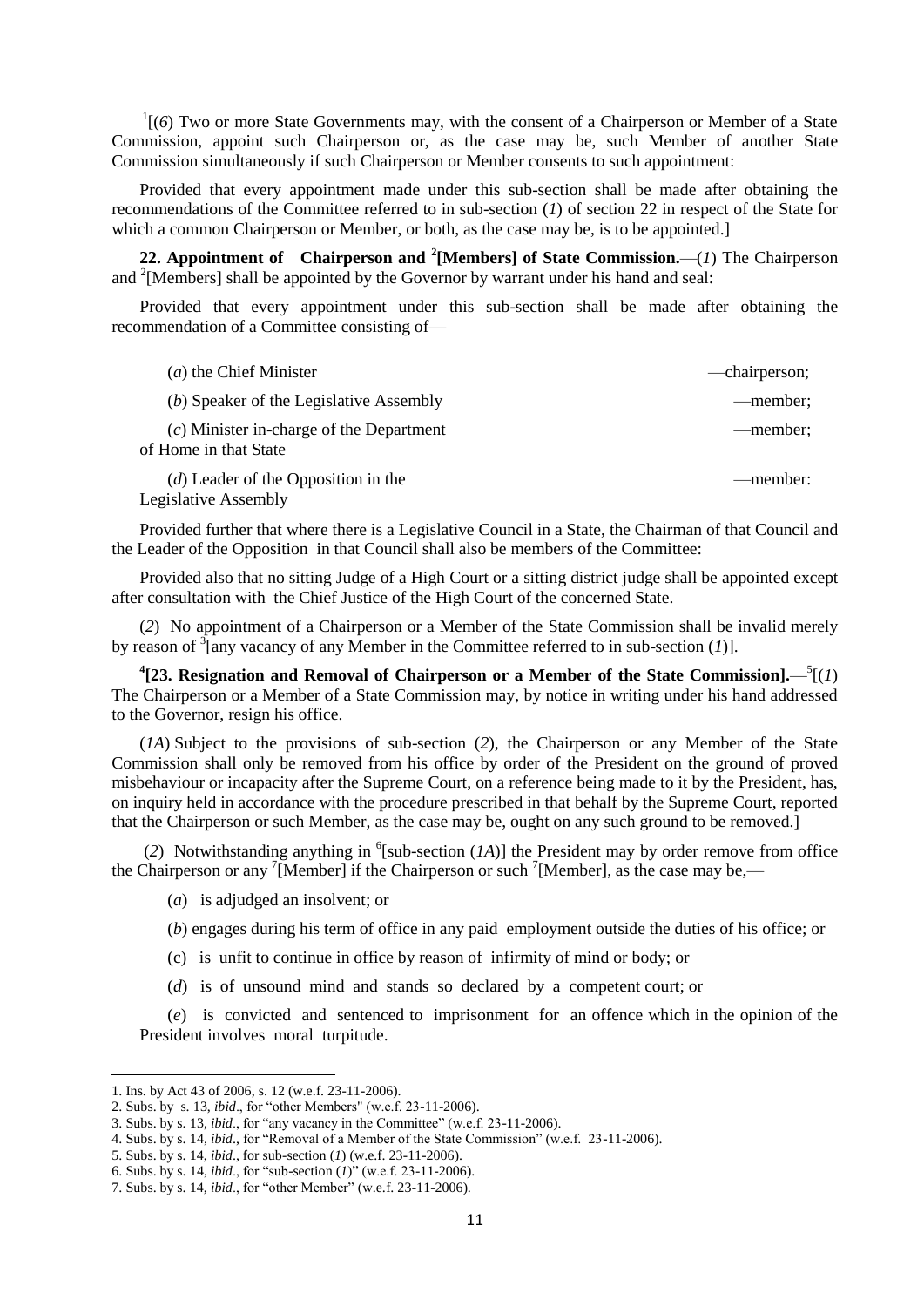[1][(*6*) Two or more State Governments may, with the consent of a Chairperson or Member of a State Commission, appoint such Chairperson or, as the case may be, such Member of another State Commission simultaneously if such Chairperson or Member consents to such appointment:

Provided that every appointment made under this sub-section shall be made after obtaining the recommendations of the Committee referred to in sub-section (*1*) of section 22 in respect of the State for which a common Chairperson or Member, or both, as the case may be, is to be appointed.]

**22. Appointment of Chairperson and [2][Members] of State Commission.**—(*1*) The Chairperson and [2][Members] shall be appointed by the Governor by warrant under his hand and seal:

Provided that every appointment under this sub-section shall be made after obtaining the recommendation of a Committee consisting of—

(*a*) the Chief Minister —chairperson;

(*b*) Speaker of the Legislative Assembly —member;

(*c*) Minister in-charge of the Department of Home in that State —member;

(*d*) Leader of the Opposition in the Legislative Assembly —member:

Provided further that where there is a Legislative Council in a State, the Chairman of that Council and the Leader of the Opposition in that Council shall also be members of the Committee:

Provided also that no sitting Judge of a High Court or a sitting district judge shall be appointed except after consultation with the Chief Justice of the High Court of the concerned State.

(*2*) No appointment of a Chairperson or a Member of the State Commission shall be invalid merely by reason of [3][any vacancy of any Member in the Committee referred to in sub-section (*1*)].

**[4][23. Resignation and Removal of Chairperson or a Member of the State Commission].**—[5][(*1*) The Chairperson or a Member of a State Commission may, by notice in writing under his hand addressed to the Governor, resign his office.

(*1A*) Subject to the provisions of sub-section (*2*), the Chairperson or any Member of the State Commission shall only be removed from his office by order of the President on the ground of proved misbehaviour or incapacity after the Supreme Court, on a reference being made to it by the President, has, on inquiry held in accordance with the procedure prescribed in that behalf by the Supreme Court, reported that the Chairperson or such Member, as the case may be, ought on any such ground to be removed.]

(*2*) Notwithstanding anything in [6][sub-section (*1A*)] the President may by order remove from office the Chairperson or any [7][Member] if the Chairperson or such [7][Member], as the case may be,—

(*a*) is adjudged an insolvent; or

(*b*) engages during his term of office in any paid employment outside the duties of his office; or

(c) is unfit to continue in office by reason of infirmity of mind or body; or

(*d*) is of unsound mind and stands so declared by a competent court; or

(*e*) is convicted and sentenced to imprisonment for an offence which in the opinion of the President involves moral turpitude.

---

1. Ins. by Act 43 of 2006, s. 12 (w.e.f. 23-11-2006).
2. Subs. by s. 13, *ibid*., for "other Members" (w.e.f. 23-11-2006).
3. Subs. by s. 13, *ibid*., for "any vacancy in the Committee" (w.e.f. 23-11-2006).
4. Subs. by s. 14, *ibid*., for "Removal of a Member of the State Commission" (w.e.f. 23-11-2006).
5. Subs. by s. 14, *ibid*., for sub-section (*1*) (w.e.f. 23-11-2006).
6. Subs. by s. 14, *ibid*., for "sub-section (*1*)" (w.e.f. 23-11-2006).
7. Subs. by s. 14, *ibid*., for "other Member" (w.e.f. 23-11-2006).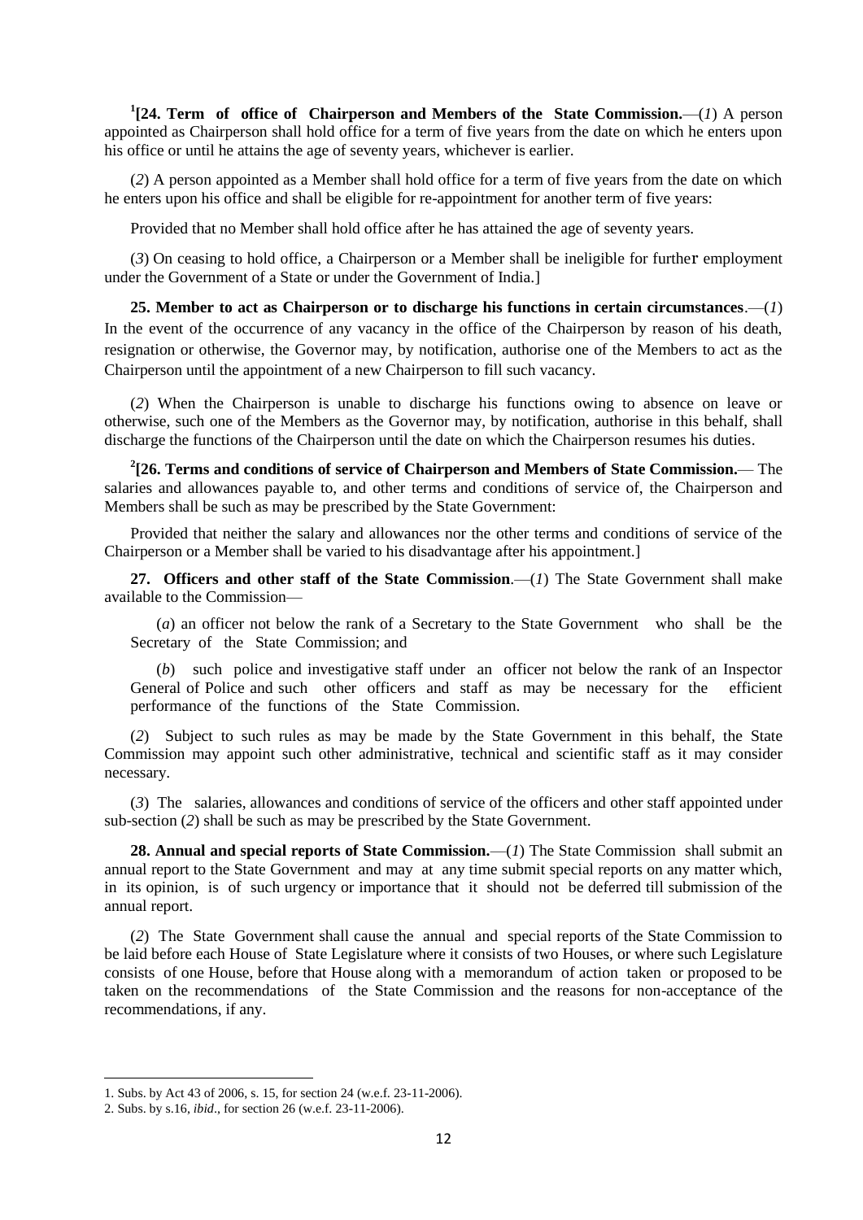[1][**24. Term of office of Chairperson and Members of the State Commission.**—(*1*) A person appointed as Chairperson shall hold office for a term of five years from the date on which he enters upon his office or until he attains the age of seventy years, whichever is earlier.

(*2*) A person appointed as a Member shall hold office for a term of five years from the date on which he enters upon his office and shall be eligible for re-appointment for another term of five years:

Provided that no Member shall hold office after he has attained the age of seventy years.

(*3*) On ceasing to hold office, a Chairperson or a Member shall be ineligible for further employment under the Government of a State or under the Government of India.]

**25. Member to act as Chairperson or to discharge his functions in certain circumstances**.—(*1*) In the event of the occurrence of any vacancy in the office of the Chairperson by reason of his death, resignation or otherwise, the Governor may, by notification, authorise one of the Members to act as the Chairperson until the appointment of a new Chairperson to fill such vacancy.

(*2*) When the Chairperson is unable to discharge his functions owing to absence on leave or otherwise, such one of the Members as the Governor may, by notification, authorise in this behalf, shall discharge the functions of the Chairperson until the date on which the Chairperson resumes his duties.

[2][**26. Terms and conditions of service of Chairperson and Members of State Commission.**— The salaries and allowances payable to, and other terms and conditions of service of, the Chairperson and Members shall be such as may be prescribed by the State Government:

Provided that neither the salary and allowances nor the other terms and conditions of service of the Chairperson or a Member shall be varied to his disadvantage after his appointment.]

**27. Officers and other staff of the State Commission**.—(*1*) The State Government shall make available to the Commission—

(*a*) an officer not below the rank of a Secretary to the State Government who shall be the Secretary of the State Commission; and

(*b*) such police and investigative staff under an officer not below the rank of an Inspector General of Police and such other officers and staff as may be necessary for the efficient performance of the functions of the State Commission.

(*2*) Subject to such rules as may be made by the State Government in this behalf, the State Commission may appoint such other administrative, technical and scientific staff as it may consider necessary.

(*3*) The salaries, allowances and conditions of service of the officers and other staff appointed under sub-section (*2*) shall be such as may be prescribed by the State Government.

**28. Annual and special reports of State Commission.**—(*1*) The State Commission shall submit an annual report to the State Government and may at any time submit special reports on any matter which, in its opinion, is of such urgency or importance that it should not be deferred till submission of the annual report.

(*2*) The State Government shall cause the annual and special reports of the State Commission to be laid before each House of State Legislature where it consists of two Houses, or where such Legislature consists of one House, before that House along with a memorandum of action taken or proposed to be taken on the recommendations of the State Commission and the reasons for non-acceptance of the recommendations, if any.

---

1. Subs. by Act 43 of 2006, s. 15, for section 24 (w.e.f. 23-11-2006).
2. Subs. by s.16, *ibid*., for section 26 (w.e.f. 23-11-2006).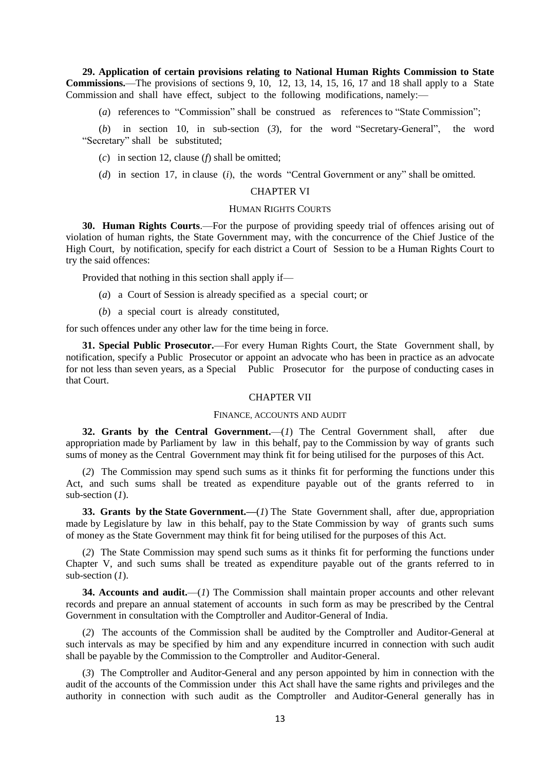**29. Application of certain provisions relating to National Human Rights Commission to State Commissions.**—The provisions of sections 9, 10, 12, 13, 14, 15, 16, 17 and 18 shall apply to a State Commission and shall have effect, subject to the following modifications, namely:—

(*a*) references to "Commission" shall be construed as references to "State Commission";

(*b*) in section 10, in sub-section (*3*), for the word "Secretary-General", the word "Secretary" shall be substituted;

(*c*) in section 12, clause (*f*) shall be omitted;

(*d*) in section 17, in clause (*i*), the words "Central Government or any" shall be omitted.

## CHAPTER VI

### HUMAN RIGHTS COURTS

**30. Human Rights Courts**.—For the purpose of providing speedy trial of offences arising out of violation of human rights, the State Government may, with the concurrence of the Chief Justice of the High Court, by notification, specify for each district a Court of Session to be a Human Rights Court to try the said offences:

Provided that nothing in this section shall apply if—

(*a*) a Court of Session is already specified as a special court; or

(*b*) a special court is already constituted,

for such offences under any other law for the time being in force.

**31. Special Public Prosecutor.**—For every Human Rights Court, the State Government shall, by notification, specify a Public Prosecutor or appoint an advocate who has been in practice as an advocate for not less than seven years, as a Special Public Prosecutor for the purpose of conducting cases in that Court.

## CHAPTER VII

### FINANCE, ACCOUNTS AND AUDIT

**32. Grants by the Central Government.**—(*1*) The Central Government shall, after due appropriation made by Parliament by law in this behalf, pay to the Commission by way of grants such sums of money as the Central Government may think fit for being utilised for the purposes of this Act.

(*2*) The Commission may spend such sums as it thinks fit for performing the functions under this Act, and such sums shall be treated as expenditure payable out of the grants referred to in sub-section (*1*).

**33. Grants by the State Government.—**(*1*) The State Government shall, after due, appropriation made by Legislature by law in this behalf, pay to the State Commission by way of grants such sums of money as the State Government may think fit for being utilised for the purposes of this Act.

(*2*) The State Commission may spend such sums as it thinks fit for performing the functions under Chapter V, and such sums shall be treated as expenditure payable out of the grants referred to in sub-section (*1*).

**34. Accounts and audit.**—(*1*) The Commission shall maintain proper accounts and other relevant records and prepare an annual statement of accounts in such form as may be prescribed by the Central Government in consultation with the Comptroller and Auditor-General of India.

(*2*) The accounts of the Commission shall be audited by the Comptroller and Auditor-General at such intervals as may be specified by him and any expenditure incurred in connection with such audit shall be payable by the Commission to the Comptroller and Auditor-General.

(*3*) The Comptroller and Auditor-General and any person appointed by him in connection with the audit of the accounts of the Commission under this Act shall have the same rights and privileges and the authority in connection with such audit as the Comptroller and Auditor-General generally has in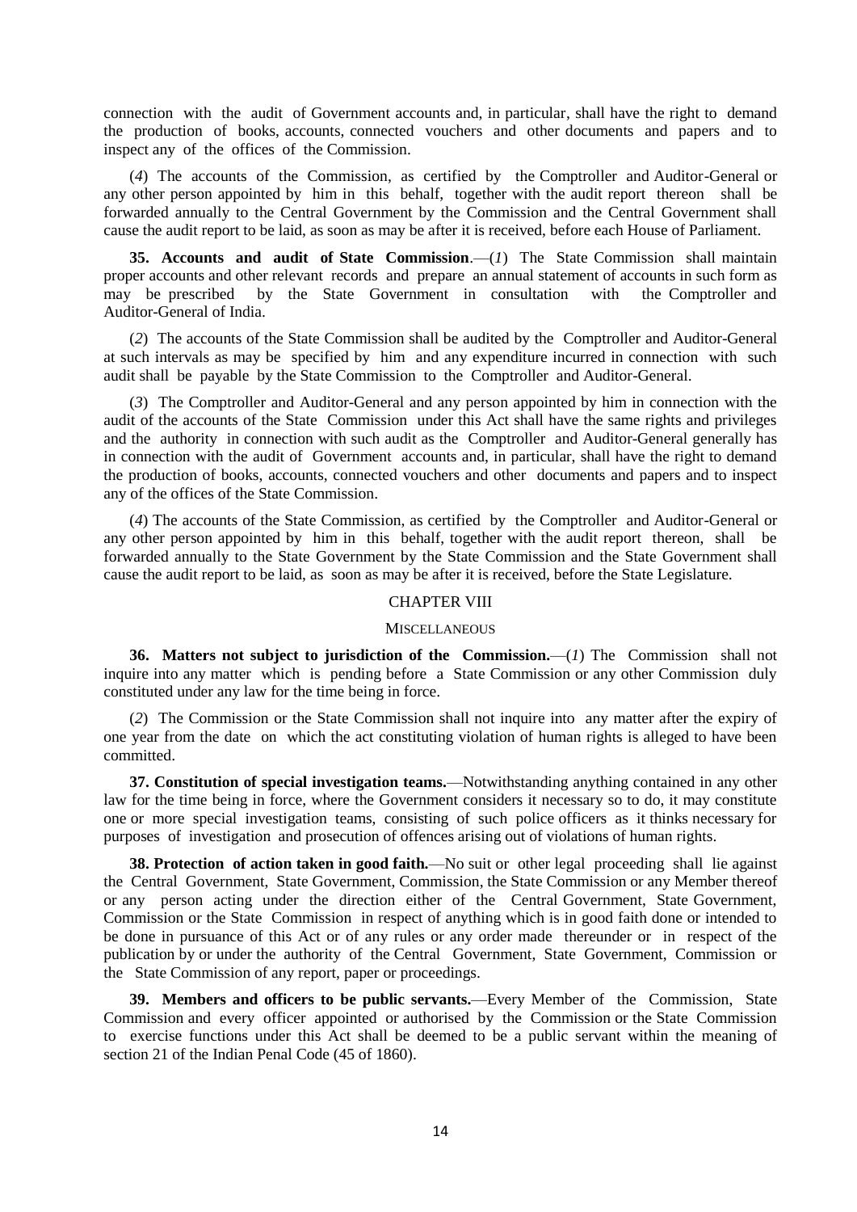connection with the audit of Government accounts and, in particular, shall have the right to demand the production of books, accounts, connected vouchers and other documents and papers and to inspect any of the offices of the Commission.

(*4*) The accounts of the Commission, as certified by the Comptroller and Auditor-General or any other person appointed by him in this behalf, together with the audit report thereon shall be forwarded annually to the Central Government by the Commission and the Central Government shall cause the audit report to be laid, as soon as may be after it is received, before each House of Parliament.

**35. Accounts and audit of State Commission**.—(*1*) The State Commission shall maintain proper accounts and other relevant records and prepare an annual statement of accounts in such form as may be prescribed by the State Government in consultation with the Comptroller and Auditor-General of India.

(*2*) The accounts of the State Commission shall be audited by the Comptroller and Auditor-General at such intervals as may be specified by him and any expenditure incurred in connection with such audit shall be payable by the State Commission to the Comptroller and Auditor-General.

(*3*) The Comptroller and Auditor-General and any person appointed by him in connection with the audit of the accounts of the State Commission under this Act shall have the same rights and privileges and the authority in connection with such audit as the Comptroller and Auditor-General generally has in connection with the audit of Government accounts and, in particular, shall have the right to demand the production of books, accounts, connected vouchers and other documents and papers and to inspect any of the offices of the State Commission.

(*4*) The accounts of the State Commission, as certified by the Comptroller and Auditor-General or any other person appointed by him in this behalf, together with the audit report thereon, shall be forwarded annually to the State Government by the State Commission and the State Government shall cause the audit report to be laid, as soon as may be after it is received, before the State Legislature.

## CHAPTER VIII

### MISCELLANEOUS

**36. Matters not subject to jurisdiction of the Commission.**—(*1*) The Commission shall not inquire into any matter which is pending before a State Commission or any other Commission duly constituted under any law for the time being in force.

(*2*) The Commission or the State Commission shall not inquire into any matter after the expiry of one year from the date on which the act constituting violation of human rights is alleged to have been committed.

**37. Constitution of special investigation teams.**—Notwithstanding anything contained in any other law for the time being in force, where the Government considers it necessary so to do, it may constitute one or more special investigation teams, consisting of such police officers as it thinks necessary for purposes of investigation and prosecution of offences arising out of violations of human rights.

**38. Protection of action taken in good faith.**—No suit or other legal proceeding shall lie against the Central Government, State Government, Commission, the State Commission or any Member thereof or any person acting under the direction either of the Central Government, State Government, Commission or the State Commission in respect of anything which is in good faith done or intended to be done in pursuance of this Act or of any rules or any order made thereunder or in respect of the publication by or under the authority of the Central Government, State Government, Commission or the State Commission of any report, paper or proceedings.

**39. Members and officers to be public servants.**—Every Member of the Commission, State Commission and every officer appointed or authorised by the Commission or the State Commission to exercise functions under this Act shall be deemed to be a public servant within the meaning of section 21 of the Indian Penal Code (45 of 1860).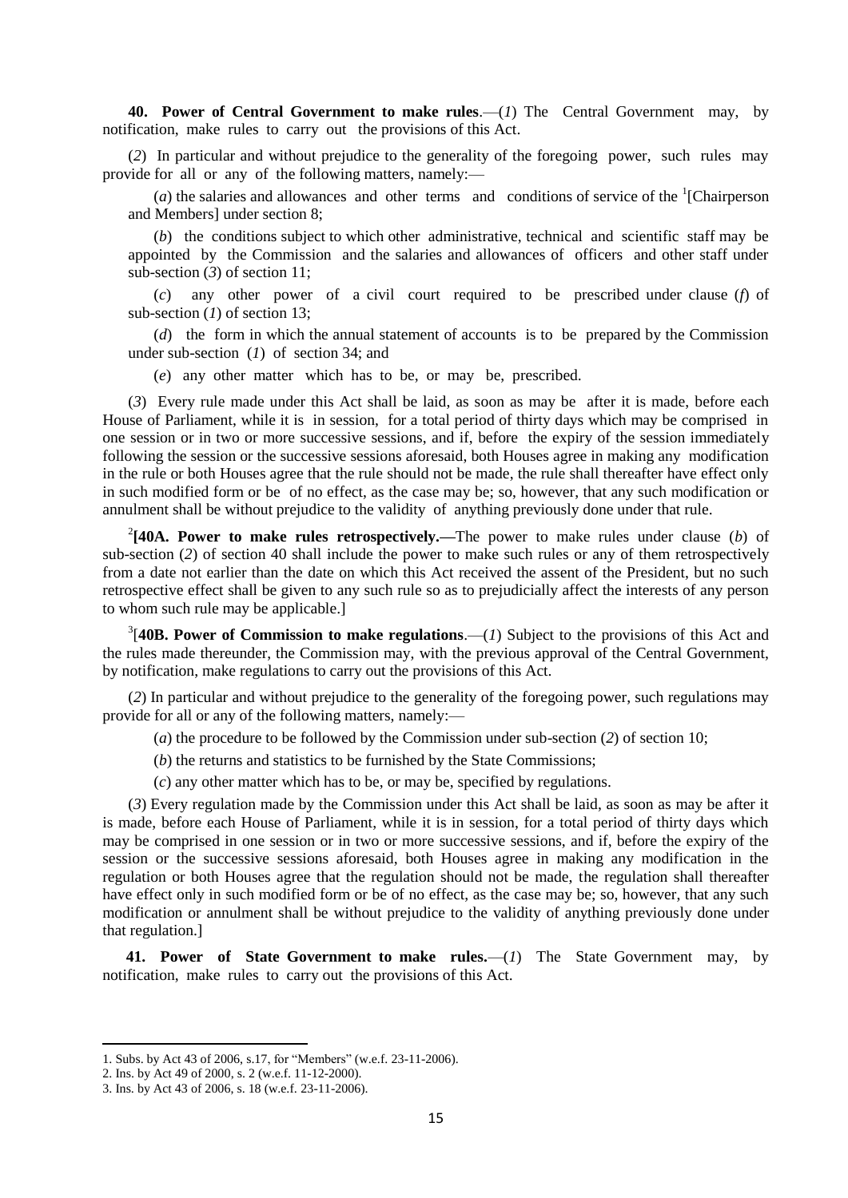**40. Power of Central Government to make rules**.—(*1*) The Central Government may, by notification, make rules to carry out the provisions of this Act.

(*2*) In particular and without prejudice to the generality of the foregoing power, such rules may provide for all or any of the following matters, namely:—

(*a*) the salaries and allowances and other terms and conditions of service of the [1][Chairperson and Members] under section 8;

(*b*) the conditions subject to which other administrative, technical and scientific staff may be appointed by the Commission and the salaries and allowances of officers and other staff under sub-section (*3*) of section 11;

(*c*) any other power of a civil court required to be prescribed under clause (*f*) of sub-section (*1*) of section 13;

(*d*) the form in which the annual statement of accounts is to be prepared by the Commission under sub-section (*1*) of section 34; and

(*e*) any other matter which has to be, or may be, prescribed.

(*3*) Every rule made under this Act shall be laid, as soon as may be after it is made, before each House of Parliament, while it is in session, for a total period of thirty days which may be comprised in one session or in two or more successive sessions, and if, before the expiry of the session immediately following the session or the successive sessions aforesaid, both Houses agree in making any modification in the rule or both Houses agree that the rule should not be made, the rule shall thereafter have effect only in such modified form or be of no effect, as the case may be; so, however, that any such modification or annulment shall be without prejudice to the validity of anything previously done under that rule.

[2]**[40A. Power to make rules retrospectively.—**The power to make rules under clause (*b*) of sub-section (*2*) of section 40 shall include the power to make such rules or any of them retrospectively from a date not earlier than the date on which this Act received the assent of the President, but no such retrospective effect shall be given to any such rule so as to prejudicially affect the interests of any person to whom such rule may be applicable.]

[3][**40B. Power of Commission to make regulations**.—(*1*) Subject to the provisions of this Act and the rules made thereunder, the Commission may, with the previous approval of the Central Government, by notification, make regulations to carry out the provisions of this Act.

(*2*) In particular and without prejudice to the generality of the foregoing power, such regulations may provide for all or any of the following matters, namely:—

(*a*) the procedure to be followed by the Commission under sub-section (*2*) of section 10;

(*b*) the returns and statistics to be furnished by the State Commissions;

(*c*) any other matter which has to be, or may be, specified by regulations.

(*3*) Every regulation made by the Commission under this Act shall be laid, as soon as may be after it is made, before each House of Parliament, while it is in session, for a total period of thirty days which may be comprised in one session or in two or more successive sessions, and if, before the expiry of the session or the successive sessions aforesaid, both Houses agree in making any modification in the regulation or both Houses agree that the regulation should not be made, the regulation shall thereafter have effect only in such modified form or be of no effect, as the case may be; so, however, that any such modification or annulment shall be without prejudice to the validity of anything previously done under that regulation.]

**41. Power of State Government to make rules.**—(*1*) The State Government may, by notification, make rules to carry out the provisions of this Act.

---

1. Subs. by Act 43 of 2006, s.17, for "Members" (w.e.f. 23-11-2006).
2. Ins. by Act 49 of 2000, s. 2 (w.e.f. 11-12-2000).
3. Ins. by Act 43 of 2006, s. 18 (w.e.f. 23-11-2006).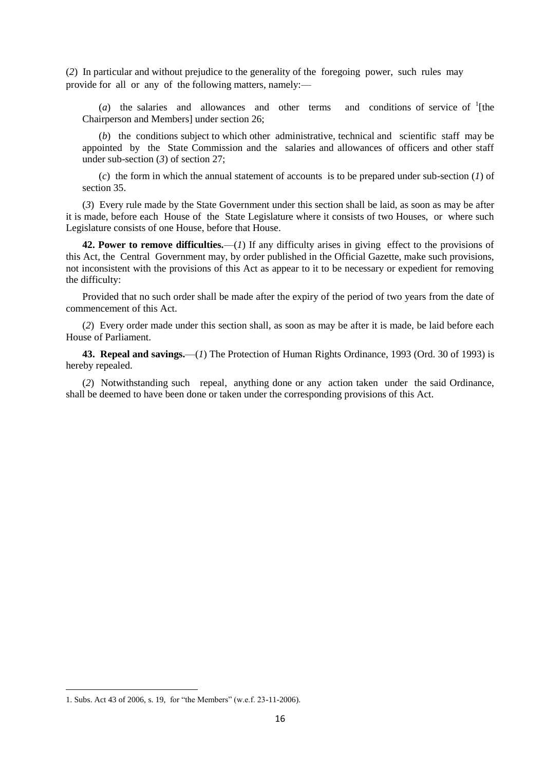(*2*) In particular and without prejudice to the generality of the foregoing power, such rules may provide for all or any of the following matters, namely:—

(*a*) the salaries and allowances and other terms and conditions of service of [1][the Chairperson and Members] under section 26;

(*b*) the conditions subject to which other administrative, technical and scientific staff may be appointed by the State Commission and the salaries and allowances of officers and other staff under sub-section (*3*) of section 27;

(*c*) the form in which the annual statement of accounts is to be prepared under sub-section (*1*) of section 35.

(*3*) Every rule made by the State Government under this section shall be laid, as soon as may be after it is made, before each House of the State Legislature where it consists of two Houses, or where such Legislature consists of one House, before that House.

**42. Power to remove difficulties.**—(*1*) If any difficulty arises in giving effect to the provisions of this Act, the Central Government may, by order published in the Official Gazette, make such provisions, not inconsistent with the provisions of this Act as appear to it to be necessary or expedient for removing the difficulty:

Provided that no such order shall be made after the expiry of the period of two years from the date of commencement of this Act.

(*2*) Every order made under this section shall, as soon as may be after it is made, be laid before each House of Parliament.

**43. Repeal and savings.**—(*1*) The Protection of Human Rights Ordinance, 1993 (Ord. 30 of 1993) is hereby repealed.

(*2*) Notwithstanding such repeal, anything done or any action taken under the said Ordinance, shall be deemed to have been done or taken under the corresponding provisions of this Act.

---

1. Subs. Act 43 of 2006, s. 19, for "the Members" (w.e.f. 23-11-2006).